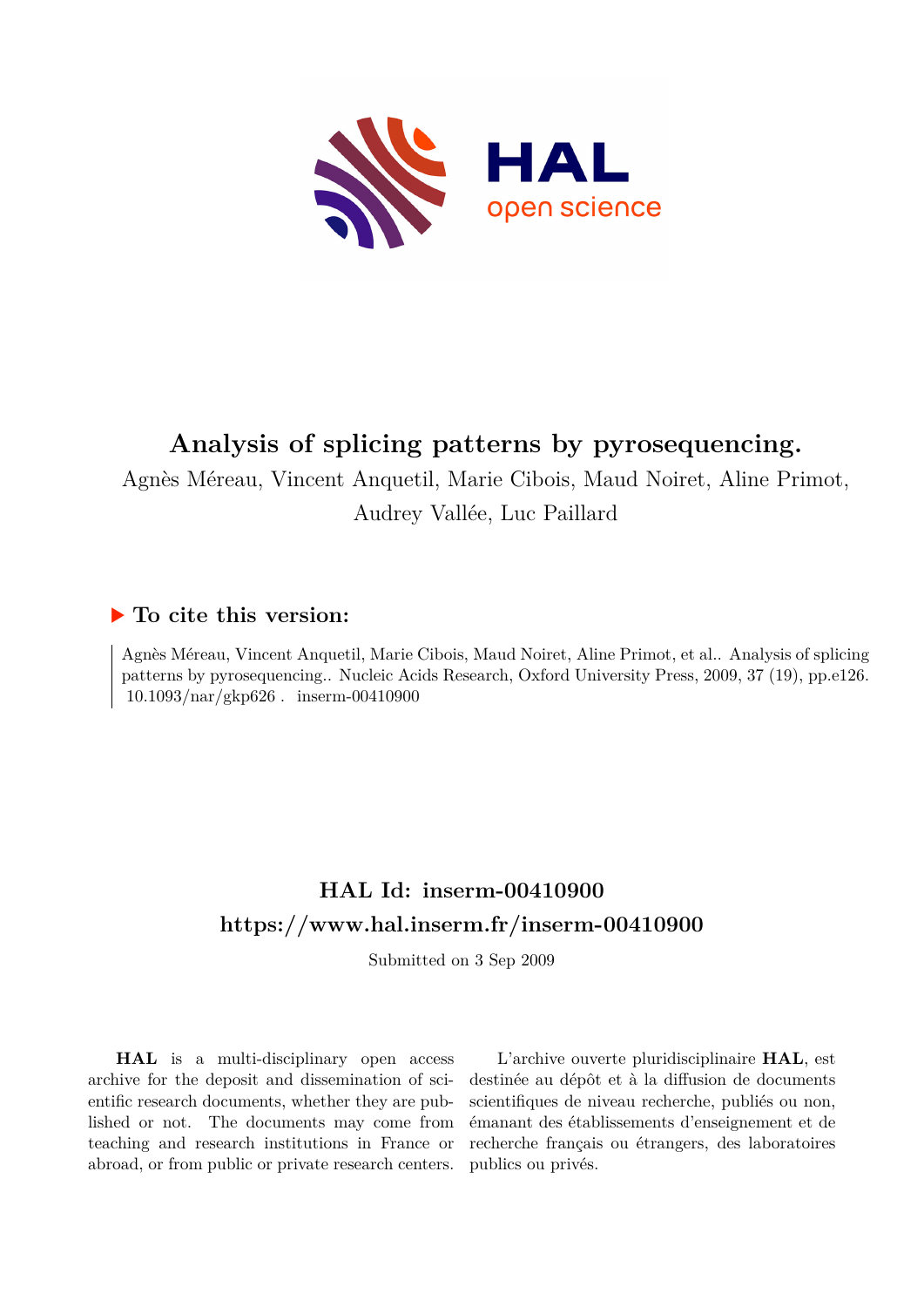# Analysis of splicing patterns by pyrosequencing.

Agnès Méreau, Vincent Anquetil, Marie Cibois, Maud Noiret, Aline Primot, Audrey Vallée, Luc Paillard

## ▶ To cite this version:

Agnès Méreau, Vincent Anquetil, Marie Cibois, Maud Noiret, Aline Primot, et al.. Analysis of splicing patterns by pyrosequencing.. Nucleic Acids Research, Oxford University Press, 2009, 37 (19), pp.e126. 10.1093/nar/gkp626 . inserm-00410900

## HAL Id: inserm-00410900

## https://www.hal.inserm.fr/inserm-00410900

Submitted on 3 Sep 2009

**HAL** is a multi-disciplinary open access archive for the deposit and dissemination of scientific research documents, whether they are published or not. The documents may come from teaching and research institutions in France or abroad, or from public or private research centers.

L'archive ouverte pluridisciplinaire **HAL**, est destinée au dépôt et à la diffusion de documents scientifiques de niveau recherche, publiés ou non, émanant des établissements d'enseignement et de recherche français ou étrangers, des laboratoires publics ou privés.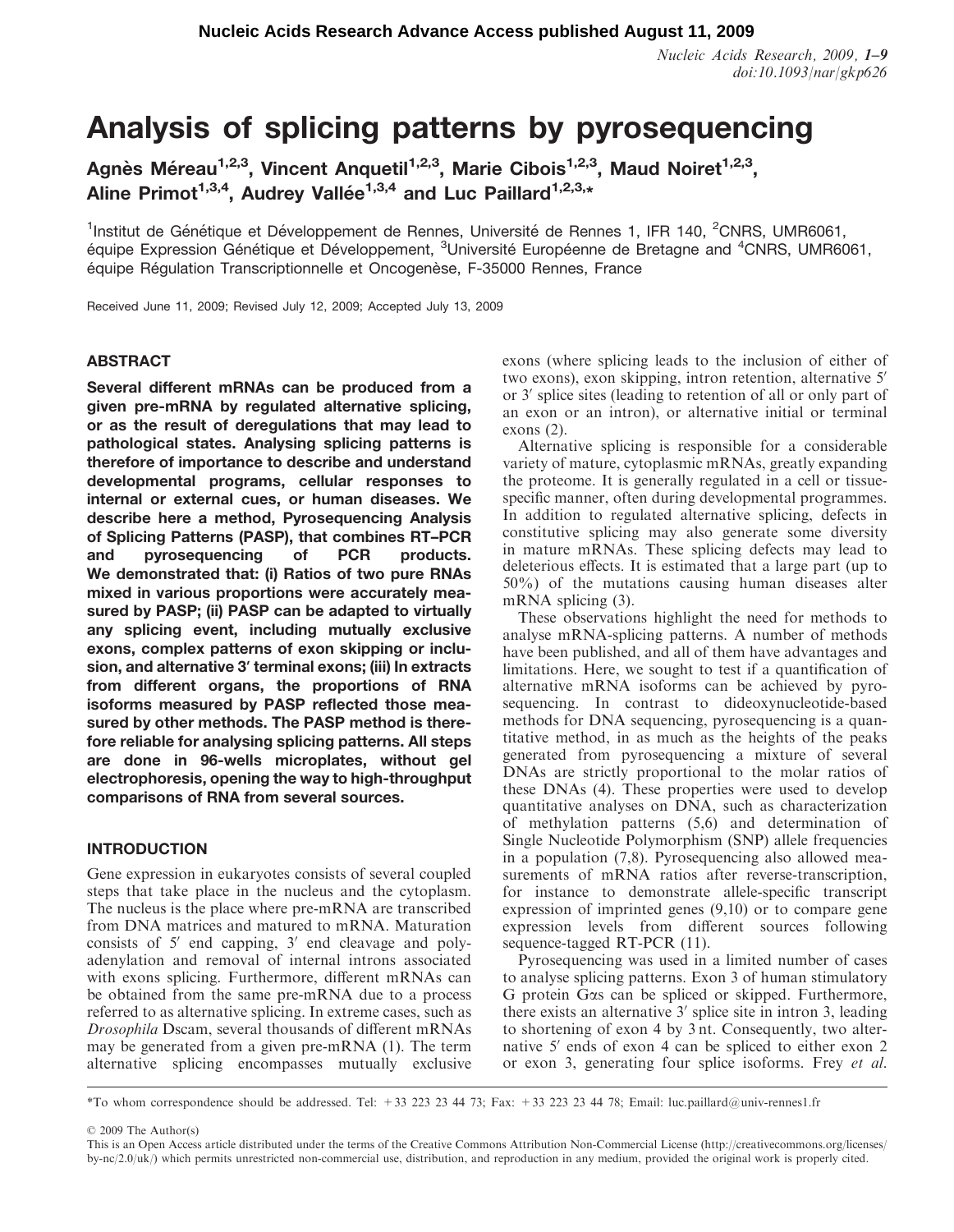# Analysis of splicing patterns by pyrosequencing

Agnès Méreau[1,2,3], Vincent Anquetil[1,2,3], Marie Cibois[1,2,3], Maud Noiret[1,2,3], Aline Primot[1,3,4], Audrey Vallée[1,3,4] and Luc Paillard[1,2,3,*]

[1]Institut de Génétique et Développement de Rennes, Université de Rennes 1, IFR 140, [2]CNRS, UMR6061, équipe Expression Génétique et Développement, [3]Université Européenne de Bretagne and [4]CNRS, UMR6061, équipe Régulation Transcriptionnelle et Oncogenèse, F-35000 Rennes, France

Received June 11, 2009; Revised July 12, 2009; Accepted July 13, 2009

## ABSTRACT

**Several different mRNAs can be produced from a given pre-mRNA by regulated alternative splicing, or as the result of deregulations that may lead to pathological states. Analysing splicing patterns is therefore of importance to describe and understand developmental programs, cellular responses to internal or external cues, or human diseases. We describe here a method, Pyrosequencing Analysis of Splicing Patterns (PASP), that combines RT–PCR and pyrosequencing of PCR products. We demonstrated that: (i) Ratios of two pure RNAs mixed in various proportions were accurately measured by PASP; (ii) PASP can be adapted to virtually any splicing event, including mutually exclusive exons, complex patterns of exon skipping or inclusion, and alternative 3′ terminal exons; (iii) In extracts from different organs, the proportions of RNA isoforms measured by PASP reflected those measured by other methods. The PASP method is therefore reliable for analysing splicing patterns. All steps are done in 96-wells microplates, without gel electrophoresis, opening the way to high-throughput comparisons of RNA from several sources.**

## INTRODUCTION

Gene expression in eukaryotes consists of several coupled steps that take place in the nucleus and the cytoplasm. The nucleus is the place where pre-mRNA are transcribed from DNA matrices and matured to mRNA. Maturation consists of 5′ end capping, 3′ end cleavage and polyadenylation and removal of internal introns associated with exons splicing. Furthermore, different mRNAs can be obtained from the same pre-mRNA due to a process referred to as alternative splicing. In extreme cases, such as *Drosophila* Dscam, several thousands of different mRNAs may be generated from a given pre-mRNA (1). The term alternative splicing encompasses mutually exclusive exons (where splicing leads to the inclusion of either of two exons), exon skipping, intron retention, alternative 5′ or 3′ splice sites (leading to retention of all or only part of an exon or an intron), or alternative initial or terminal exons (2).

Alternative splicing is responsible for a considerable variety of mature, cytoplasmic mRNAs, greatly expanding the proteome. It is generally regulated in a cell or tissue-specific manner, often during developmental programmes. In addition to regulated alternative splicing, defects in constitutive splicing may also generate some diversity in mature mRNAs. These splicing defects may lead to deleterious effects. It is estimated that a large part (up to 50%) of the mutations causing human diseases alter mRNA splicing (3).

These observations highlight the need for methods to analyse mRNA-splicing patterns. A number of methods have been published, and all of them have advantages and limitations. Here, we sought to test if a quantification of alternative mRNA isoforms can be achieved by pyrosequencing. In contrast to dideoxynucleotide-based methods for DNA sequencing, pyrosequencing is a quantitative method, in as much as the heights of the peaks generated from pyrosequencing a mixture of several DNAs are strictly proportional to the molar ratios of these DNAs (4). These properties were used to develop quantitative analyses on DNA, such as characterization of methylation patterns (5,6) and determination of Single Nucleotide Polymorphism (SNP) allele frequencies in a population (7,8). Pyrosequencing also allowed measurements of mRNA ratios after reverse-transcription, for instance to demonstrate allele-specific transcript expression of imprinted genes (9,10) or to compare gene expression levels from different sources following sequence-tagged RT-PCR (11).

Pyrosequencing was used in a limited number of cases to analyse splicing patterns. Exon 3 of human stimulatory G protein Gαs can be spliced or skipped. Furthermore, there exists an alternative 3′ splice site in intron 3, leading to shortening of exon 4 by 3 nt. Consequently, two alternative 5′ ends of exon 4 can be spliced to either exon 2 or exon 3, generating four splice isoforms. Frey *et al.*

*To whom correspondence should be addressed. Tel: +33 223 23 44 73; Fax: +33 223 23 44 78; Email: luc.paillard@univ-rennes1.fr

© 2009 The Author(s)

This is an Open Access article distributed under the terms of the Creative Commons Attribution Non-Commercial License (http://creativecommons.org/licenses/by-nc/2.0/uk/) which permits unrestricted non-commercial use, distribution, and reproduction in any medium, provided the original work is properly cited.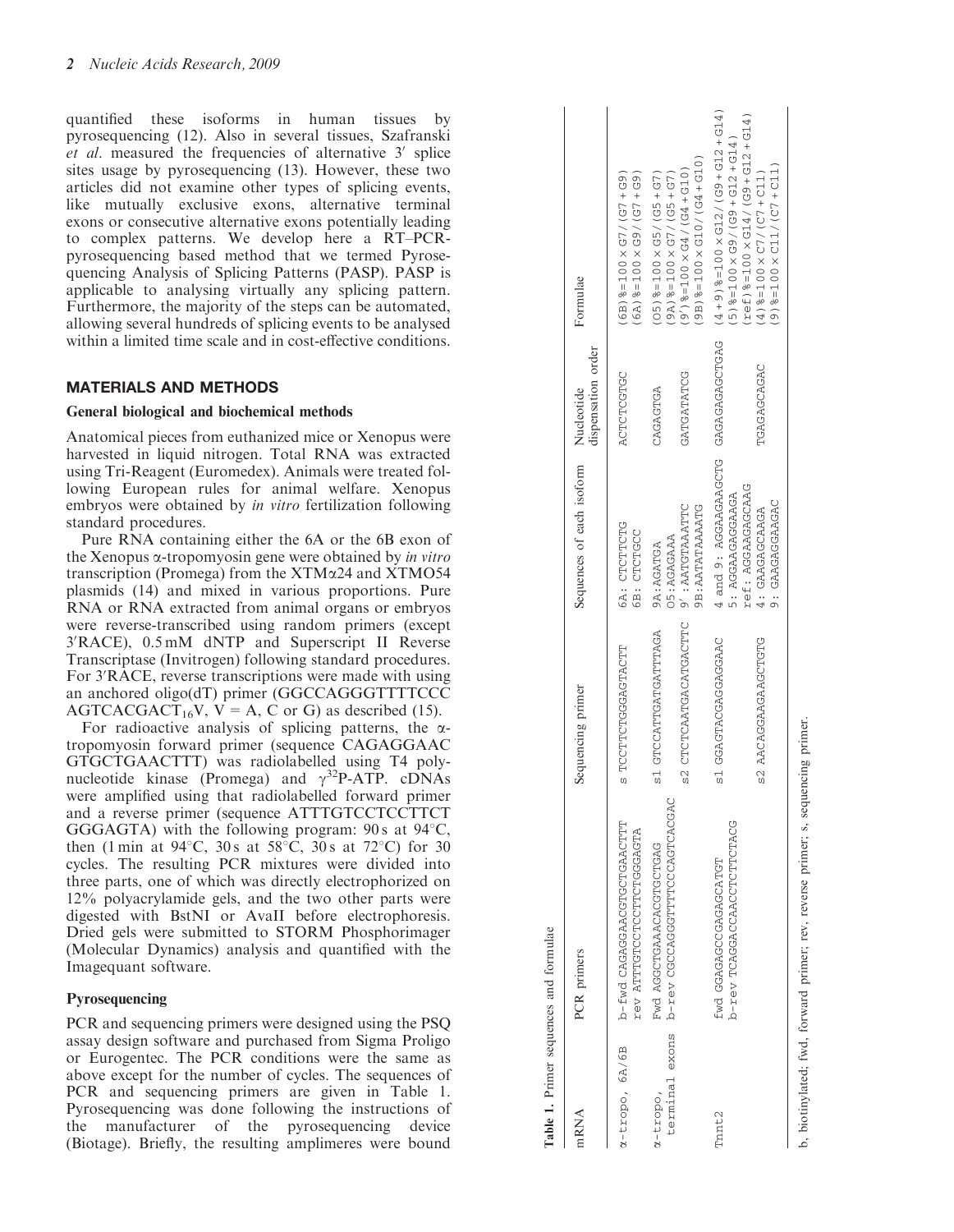quantified these isoforms in human tissues by pyrosequencing (12). Also in several tissues, Szafranski *et al*. measured the frequencies of alternative 3′ splice sites usage by pyrosequencing (13). However, these two articles did not examine other types of splicing events, like mutually exclusive exons, alternative terminal exons or consecutive alternative exons potentially leading to complex patterns. We develop here a RT–PCR-pyrosequencing based method that we termed Pyrosequencing Analysis of Splicing Patterns (PASP). PASP is applicable to analysing virtually any splicing pattern. Furthermore, the majority of the steps can be automated, allowing several hundreds of splicing events to be analysed within a limited time scale and in cost-effective conditions.

## MATERIALS AND METHODS

### General biological and biochemical methods

Anatomical pieces from euthanized mice or Xenopus were harvested in liquid nitrogen. Total RNA was extracted using Tri-Reagent (Euromedex). Animals were treated following European rules for animal welfare. Xenopus embryos were obtained by *in vitro* fertilization following standard procedures.

Pure RNA containing either the 6A or the 6B exon of the Xenopus α-tropomyosin gene were obtained by *in vitro* transcription (Promega) from the XTMα24 and XTMO54 plasmids (14) and mixed in various proportions. Pure RNA or RNA extracted from animal organs or embryos were reverse-transcribed using random primers (except 3′RACE), 0.5 mM dNTP and Superscript II Reverse Transcriptase (Invitrogen) following standard procedures. For 3′RACE, reverse transcriptions were made with using an anchored oligo(dT) primer (GGCCAGGGTTTTCCCAGTCACGACT$_{16}$V, V = A, C or G) as described (15).

For radioactive analysis of splicing patterns, the α-tropomyosin forward primer (sequence CAGAGGAACGTGCTGAACTTT) was radiolabelled using T4 polynucleotide kinase (Promega) and $\gamma^{32}$P-ATP. cDNAs were amplified using that radiolabelled forward primer and a reverse primer (sequence ATTTGTCCTCCTTCTGGGAGTA) with the following program: 90 s at 94°C, then (1 min at 94°C, 30 s at 58°C, 30 s at 72°C) for 30 cycles. The resulting PCR mixtures were divided into three parts, one of which was directly electrophorized on 12% polyacrylamide gels, and the two other parts were digested with BstNI or AvaII before electrophoresis. Dried gels were submitted to STORM Phosphorimager (Molecular Dynamics) analysis and quantified with the Imagequant software.

### Pyrosequencing

PCR and sequencing primers were designed using the PSQ assay design software and purchased from Sigma Proligo or Eurogentec. The PCR conditions were the same as above except for the number of cycles. The sequences of PCR and sequencing primers are given in Table 1. Pyrosequencing was done following the instructions of the manufacturer of the pyrosequencing device (Biotage). Briefly, the resulting amplimeres were bound

**Table 1.** Primer sequences and formulae

| mRNA | PCR primers | Sequencing primer | Sequences of each isoform | Nucleotide dispensation order | Formulae |
|---|---|---|---|---|---|
| α-tropo, 6A/6B | b-fwd CAGAGGAACGTGCTGAACTTT<br>rev ATTTGTCCTCCTTCTGGGAGTA | s TCCTTCTGGGAGTACTT | 6A: CTCTTCTG<br>6B: CTCTGCC | ACTCTCGTGC | (6B) % = 100 × G7 / (G7 + G9)<br>(6A) % = 100 × G9 / (G7 + G9) |
| α-tropo, terminal exons | Fwd AGGCTGAAACACGTGCTGAG<br>b-rev CGCCAGGGTTTTCCCAGTCACGAC | s1 GTCCATTGATGATTTAGA | 9A: AGATGA<br>O5: AGAGAAA | CAGAGTGA | (O5) % = 100 × G5 / (G5 + G7)<br>(9A) % = 100 × G7 / (G5 + G7) |
| | | s2 CTCTCAATGACATGACTTC | 9′: AATGTAAATTC<br>9B: AATATAAAATG | GATGATATCG | (9′) % = 100 × G4 / (G4 + G10)<br>(9B) % = 100 × G10 / (G4 + G10) |
| Tnnt2 | fwd GGAGAGCCGAGAGCATGT<br>b-rev TCAGGACCAACCTCTTCTACG | s1 GGAGTACGAGGAGGAAC | 4 and 9: AGGAAGAAGCTG<br>5: AGGAAGAGGAAGA<br>ref: AGGAGAGCAAG | GAGAGAGAGCTGAG | (4 + 9) % = 100 × G12 / (G9 + G12 + G14)<br>(5) % = 100 × G9 / (G9 + G12 + G14)<br>(ref) % = 100 × G14 / (G9 + G12 + G14) |
| | | s2 AACAGGAAGAAGCTGTG | 4: GAAGAGCAAGA<br>9: GAAGAGGAAGAC | TGAGAGCAGAC | (4) % = 100 × C7 / (C7 + C11)<br>(9) % = 100 × C11 / (C7 + C11) |

b, biotinylated; fwd, forward primer; rev, reverse primer; s, sequencing primer.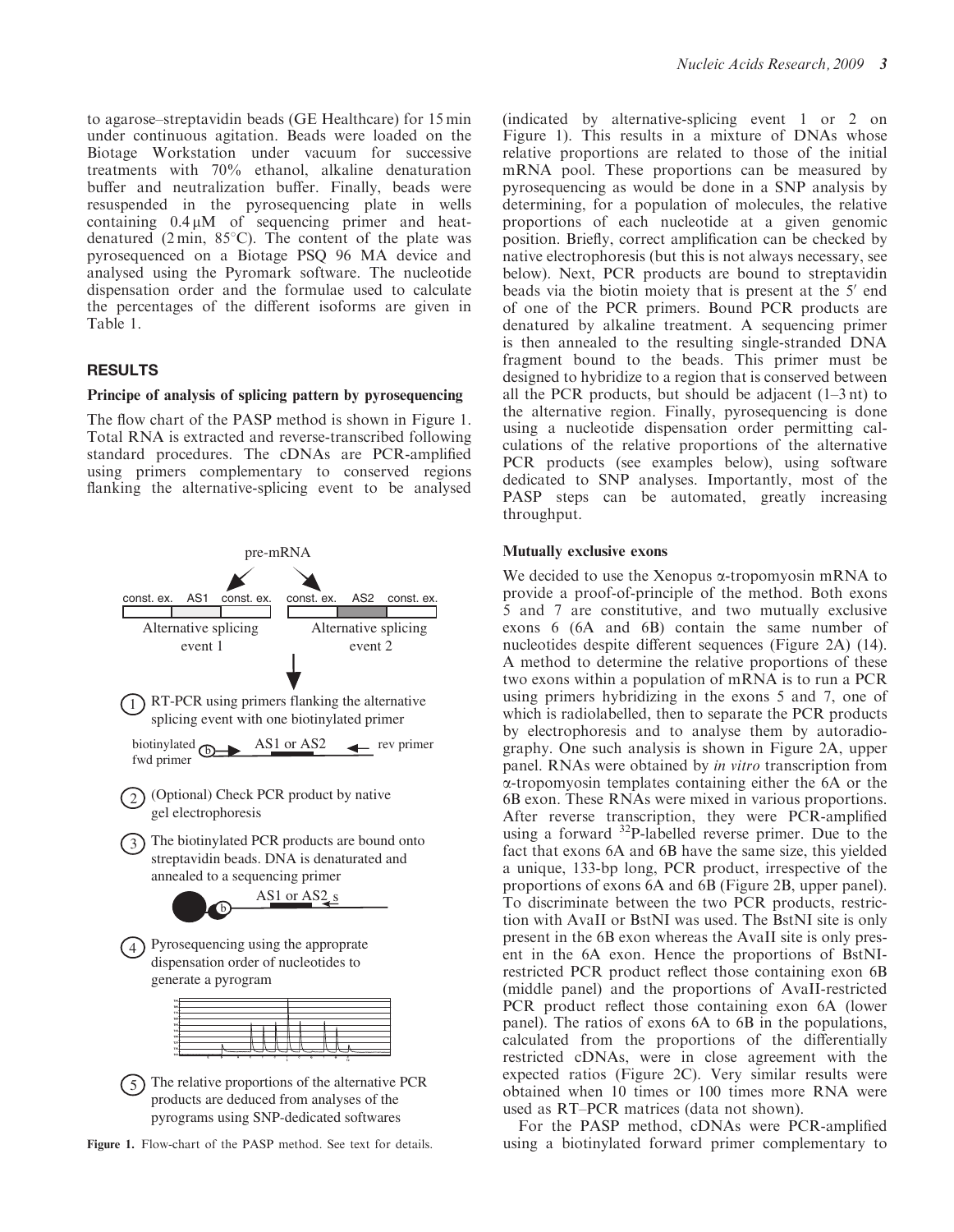to agarose–streptavidin beads (GE Healthcare) for 15 min under continuous agitation. Beads were loaded on the Biotage Workstation under vacuum for successive treatments with 70% ethanol, alkaline denaturation buffer and neutralization buffer. Finally, beads were resuspended in the pyrosequencing plate in wells containing 0.4 µM of sequencing primer and heat-denatured (2 min, 85°C). The content of the plate was pyrosequenced on a Biotage PSQ 96 MA device and analysed using the Pyromark software. The nucleotide dispensation order and the formulae used to calculate the percentages of the different isoforms are given in Table 1.

## RESULTS

### Principe of analysis of splicing pattern by pyrosequencing

The flow chart of the PASP method is shown in Figure 1. Total RNA is extracted and reverse-transcribed following standard procedures. The cDNAs are PCR-amplified using primers complementary to conserved regions flanking the alternative-splicing event to be analysed (indicated by alternative-splicing event 1 or 2 on Figure 1). This results in a mixture of DNAs whose relative proportions are related to those of the initial mRNA pool. These proportions can be measured by pyrosequencing as would be done in a SNP analysis by determining, for a population of molecules, the relative proportions of each nucleotide at a given genomic position. Briefly, correct amplification can be checked by native electrophoresis (but this is not always necessary, see below). Next, PCR products are bound to streptavidin beads via the biotin moiety that is present at the 5′ end of one of the PCR primers. Bound PCR products are denatured by alkaline treatment. A sequencing primer is then annealed to the resulting single-stranded DNA fragment bound to the beads. This primer must be designed to hybridize to a region that is conserved between all the PCR products, but should be adjacent (1–3 nt) to the alternative region. Finally, pyrosequencing is done using a nucleotide dispensation order permitting calculations of the relative proportions of the alternative PCR products (see examples below), using software dedicated to SNP analyses. Importantly, most of the PASP steps can be automated, greatly increasing throughput.

pre-mRNA

const. ex. | AS1 | const. ex. — Alternative splicing event 1

const. ex. | AS2 | const. ex. — Alternative splicing event 2

1. RT-PCR using primers flanking the alternative splicing event with one biotinylated primer

   biotinylated fwd primer — AS1 or AS2 — rev primer

2. (Optional) Check PCR product by native gel electrophoresis

3. The biotinylated PCR products are bound onto streptavidin beads. DNA is denaturated and annealed to a sequencing primer

4. Pyrosequencing using the approprate dispensation order of nucleotides to generate a pyrogram

5. The relative proportions of the alternative PCR products are deduced from analyses of the pyrograms using SNP-dedicated softwares

**Figure 1.** Flow-chart of the PASP method. See text for details.

### Mutually exclusive exons

We decided to use the Xenopus α-tropomyosin mRNA to provide a proof-of-principle of the method. Both exons 5 and 7 are constitutive, and two mutually exclusive exons 6 (6A and 6B) contain the same number of nucleotides despite different sequences (Figure 2A) (14). A method to determine the relative proportions of these two exons within a population of mRNA is to run a PCR using primers hybridizing in the exons 5 and 7, one of which is radiolabelled, then to separate the PCR products by electrophoresis and to analyse them by autoradiography. One such analysis is shown in Figure 2A, upper panel. RNAs were obtained by *in vitro* transcription from α-tropomyosin templates containing either the 6A or the 6B exon. These RNAs were mixed in various proportions. After reverse transcription, they were PCR-amplified using a forward $^{32}$P-labelled reverse primer. Due to the fact that exons 6A and 6B have the same size, this yielded a unique, 133-bp long, PCR product, irrespective of the proportions of exons 6A and 6B (Figure 2B, upper panel). To discriminate between the two PCR products, restriction with AvaII or BstNI was used. The BstNI site is only present in the 6B exon whereas the AvaII site is only present in the 6A exon. Hence the proportions of BstNI-restricted PCR product reflect those containing exon 6B (middle panel) and the proportions of AvaII-restricted PCR product reflect those containing exon 6A (lower panel). The ratios of exons 6A to 6B in the populations, calculated from the proportions of the differentially restricted cDNAs, were in close agreement with the expected ratios (Figure 2C). Very similar results were obtained when 10 times or 100 times more RNA were used as RT–PCR matrices (data not shown).

For the PASP method, cDNAs were PCR-amplified using a biotinylated forward primer complementary to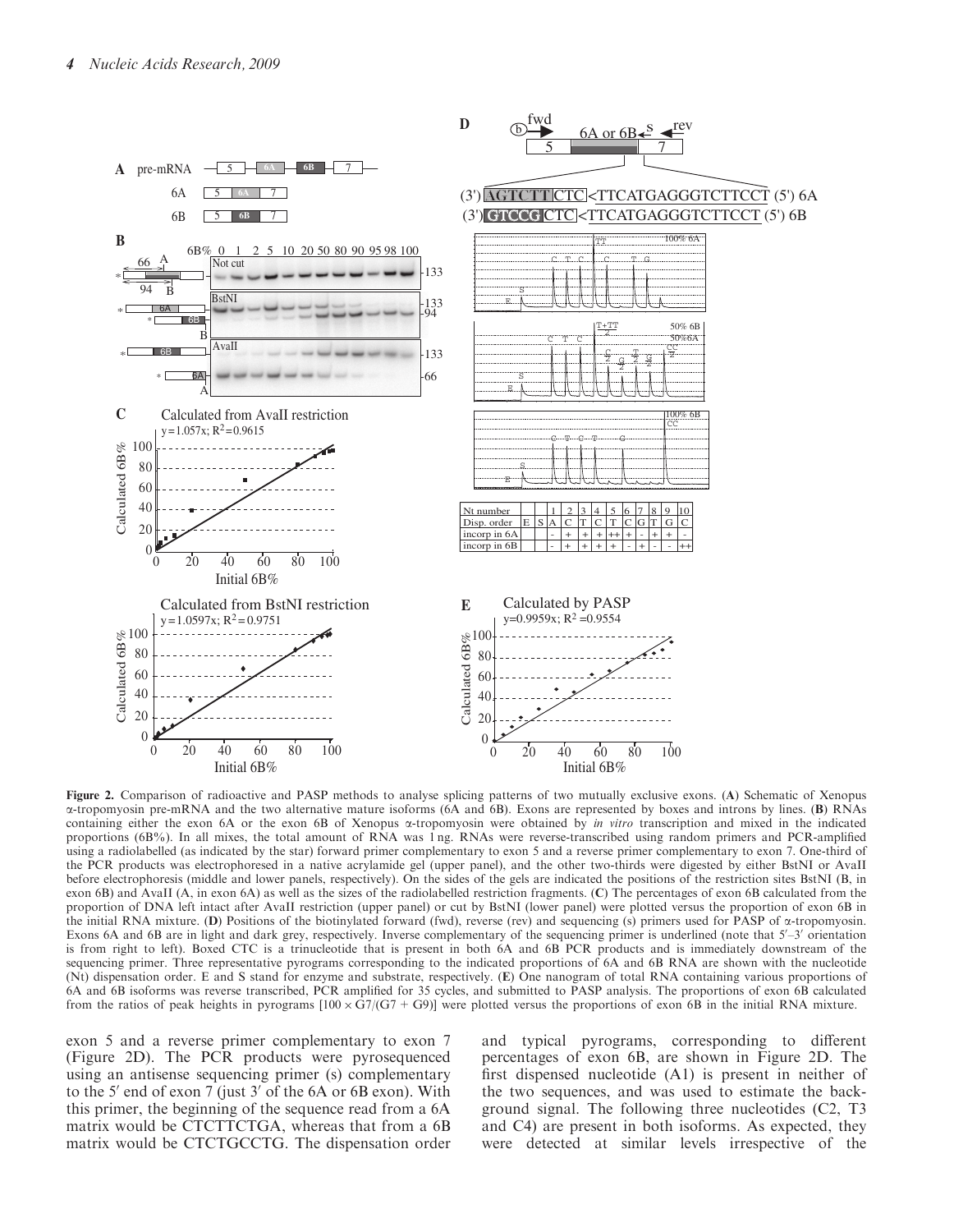**Figure 2.** Comparison of radioactive and PASP methods to analyse splicing patterns of two mutually exclusive exons. (**A**) Schematic of Xenopus α-tropomyosin pre-mRNA and the two alternative mature isoforms (6A and 6B). Exons are represented by boxes and introns by lines. (**B**) RNAs containing either the exon 6A or the exon 6B of Xenopus α-tropomyosin were obtained by *in vitro* transcription and mixed in the indicated proportions (6B%). In all mixes, the total amount of RNA was 1 ng. RNAs were reverse-transcribed using random primers and PCR-amplified using a radiolabelled (as indicated by the star) forward primer complementary to exon 5 and a reverse primer complementary to exon 7. One-third of the PCR products was electrophoresed in a native acrylamide gel (upper panel), and the other two-thirds were digested by either BstNI or AvaII before electrophoresis (middle and lower panels, respectively). On the sides of the gels are indicated the positions of the restriction sites BstNI (B, in exon 6B) and AvaII (A, in exon 6A) as well as the sizes of the radiolabelled restriction fragments. (**C**) The percentages of exon 6B calculated from the proportion of DNA left intact after AvaII restriction (upper panel) or cut by BstNI (lower panel) were plotted versus the proportion of exon 6B in the initial RNA mixture. (**D**) Positions of the biotinylated forward (fwd), reverse (rev) and sequencing (s) primers used for PASP of α-tropomyosin. Exons 6A and 6B are in light and dark grey, respectively. Inverse complementary of the sequencing primer is underlined (note that 5′–3′ orientation is from right to left). Boxed CTC is a trinucleotide that is present in both 6A and 6B PCR products and is immediately downstream of the sequencing primer. Three representative pyrograms corresponding to the indicated proportions of 6A and 6B RNA are shown with the nucleotide (Nt) dispensation order. E and S stand for enzyme and substrate, respectively. (**E**) One nanogram of total RNA containing various proportions of 6A and 6B isoforms was reverse transcribed, PCR amplified for 35 cycles, and submitted to PASP analysis. The proportions of exon 6B calculated from the ratios of peak heights in pyrograms [$100 \times G7/(G7 + G9)$] were plotted versus the proportions of exon 6B in the initial RNA mixture.

exon 5 and a reverse primer complementary to exon 7 (Figure 2D). The PCR products were pyrosequenced using an antisense sequencing primer (s) complementary to the 5′ end of exon 7 (just 3′ of the 6A or 6B exon). With this primer, the beginning of the sequence read from a 6A matrix would be CTCTTCTGA, whereas that from a 6B matrix would be CTCTGCCTG. The dispensation order and typical pyrograms, corresponding to different percentages of exon 6B, are shown in Figure 2D. The first dispensed nucleotide (A1) is present in neither of the two sequences, and was used to estimate the background signal. The following three nucleotides (C2, T3 and C4) are present in both isoforms. As expected, they were detected at similar levels irrespective of the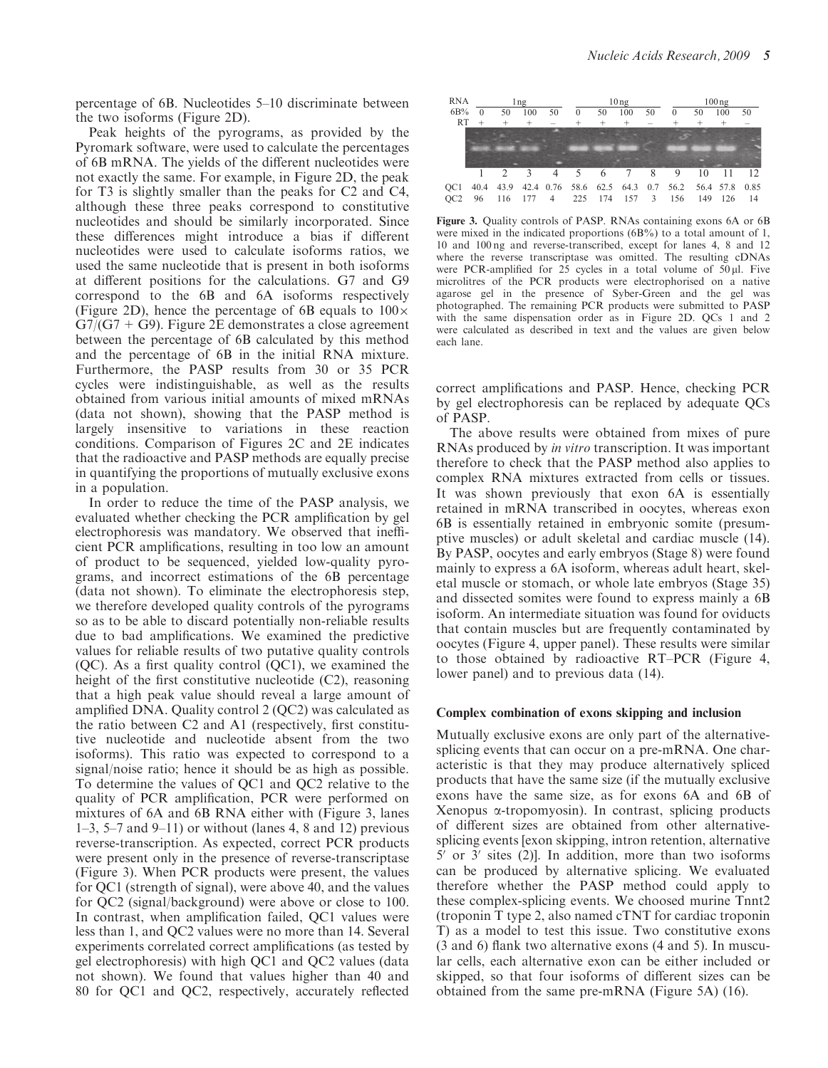percentage of 6B. Nucleotides 5–10 discriminate between the two isoforms (Figure 2D).

Peak heights of the pyrograms, as provided by the Pyromark software, were used to calculate the percentages of 6B mRNA. The yields of the different nucleotides were not exactly the same. For example, in Figure 2D, the peak for T3 is slightly smaller than the peaks for C2 and C4, although these three peaks correspond to constitutive nucleotides and should be similarly incorporated. Since these differences might introduce a bias if different nucleotides were used to calculate isoforms ratios, we used the same nucleotide that is present in both isoforms at different positions for the calculations. G7 and G9 correspond to the 6B and 6A isoforms respectively (Figure 2D), hence the percentage of 6B equals to $100 \times G7/(G7 + G9)$. Figure 2E demonstrates a close agreement between the percentage of 6B calculated by this method and the percentage of 6B in the initial RNA mixture. Furthermore, the PASP results from 30 or 35 PCR cycles were indistinguishable, as well as the results obtained from various initial amounts of mixed mRNAs (data not shown), showing that the PASP method is largely insensitive to variations in these reaction conditions. Comparison of Figures 2C and 2E indicates that the radioactive and PASP methods are equally precise in quantifying the proportions of mutually exclusive exons in a population.

In order to reduce the time of the PASP analysis, we evaluated whether checking the PCR amplification by gel electrophoresis was mandatory. We observed that inefficient PCR amplifications, resulting in too low an amount of product to be sequenced, yielded low-quality pyrograms, and incorrect estimations of the 6B percentage (data not shown). To eliminate the electrophoresis step, we therefore developed quality controls of the pyrograms so as to be able to discard potentially non-reliable results due to bad amplifications. We examined the predictive values for reliable results of two putative quality controls (QC). As a first quality control (QC1), we examined the height of the first constitutive nucleotide (C2), reasoning that a high peak value should reveal a large amount of amplified DNA. Quality control 2 (QC2) was calculated as the ratio between C2 and A1 (respectively, first constitutive nucleotide and nucleotide absent from the two isoforms). This ratio was expected to correspond to a signal/noise ratio; hence it should be as high as possible. To determine the values of QC1 and QC2 relative to the quality of PCR amplification, PCR were performed on mixtures of 6A and 6B RNA either with (Figure 3, lanes 1–3, 5–7 and 9–11) or without (lanes 4, 8 and 12) previous reverse-transcription. As expected, correct PCR products were present only in the presence of reverse-transcriptase (Figure 3). When PCR products were present, the values for QC1 (strength of signal), were above 40, and the values for QC2 (signal/background) were above or close to 100. In contrast, when amplification failed, QC1 values were less than 1, and QC2 values were no more than 14. Several experiments correlated correct amplifications (as tested by gel electrophoresis) with high QC1 and QC2 values (data not shown). We found that values higher than 40 and 80 for QC1 and QC2, respectively, accurately reflected correct amplifications and PASP. Hence, checking PCR by gel electrophoresis can be replaced by adequate QCs of PASP.

| RNA | 1 ng | | | | 10 ng | | | | 100 ng | | | |
|---|---|---|---|---|---|---|---|---|---|---|---|---|
| 6B% | 0 | 50 | 100 | 50 | 0 | 50 | 100 | 50 | 0 | 50 | 100 | 50 |
| RT | + | + | + | – | + | + | + | – | + | + | + | – |
| | 1 | 2 | 3 | 4 | 5 | 6 | 7 | 8 | 9 | 10 | 11 | 12 |
| QC1 | 40.4 | 43.9 | 42.4 | 0.76 | 58.6 | 62.5 | 64.3 | 0.7 | 56.2 | 56.4 | 57.8 | 0.85 |
| QC2 | 96 | 116 | 177 | 4 | 225 | 174 | 157 | 3 | 156 | 149 | 126 | 14 |

**Figure 3.** Quality controls of PASP. RNAs containing exons 6A or 6B were mixed in the indicated proportions (6B%) to a total amount of 1, 10 and 100 ng and reverse-transcribed, except for lanes 4, 8 and 12 where the reverse transcriptase was omitted. The resulting cDNAs were PCR-amplified for 25 cycles in a total volume of 50 µl. Five microlitres of the PCR products were electrophorised on a native agarose gel in the presence of Syber-Green and the gel was photographed. The remaining PCR products were submitted to PASP with the same dispensation order as in Figure 2D. QCs 1 and 2 were calculated as described in text and the values are given below each lane.

The above results were obtained from mixes of pure RNAs produced by *in vitro* transcription. It was important therefore to check that the PASP method also applies to complex RNA mixtures extracted from cells or tissues. It was shown previously that exon 6A is essentially retained in mRNA transcribed in oocytes, whereas exon 6B is essentially retained in embryonic somite (presumptive muscles) or adult skeletal and cardiac muscle (14). By PASP, oocytes and early embryos (Stage 8) were found mainly to express a 6A isoform, whereas adult heart, skeletal muscle or stomach, or whole late embryos (Stage 35) and dissected somites were found to express mainly a 6B isoform. An intermediate situation was found for oviducts that contain muscles but are frequently contaminated by oocytes (Figure 4, upper panel). These results were similar to those obtained by radioactive RT–PCR (Figure 4, lower panel) and to previous data (14).

### Complex combination of exons skipping and inclusion

Mutually exclusive exons are only part of the alternative-splicing events that can occur on a pre-mRNA. One characteristic is that they may produce alternatively spliced products that have the same size (if the mutually exclusive exons have the same size, as for exons 6A and 6B of Xenopus α-tropomyosin). In contrast, splicing products of different sizes are obtained from other alternative-splicing events [exon skipping, intron retention, alternative 5′ or 3′ sites (2)]. In addition, more than two isoforms can be produced by alternative splicing. We evaluated therefore whether the PASP method could apply to these complex-splicing events. We choosed murine Tnnt2 (troponin T type 2, also named cTNT for cardiac troponin T) as a model to test this issue. Two constitutive exons (3 and 6) flank two alternative exons (4 and 5). In muscular cells, each alternative exon can be either included or skipped, so that four isoforms of different sizes can be obtained from the same pre-mRNA (Figure 5A) (16).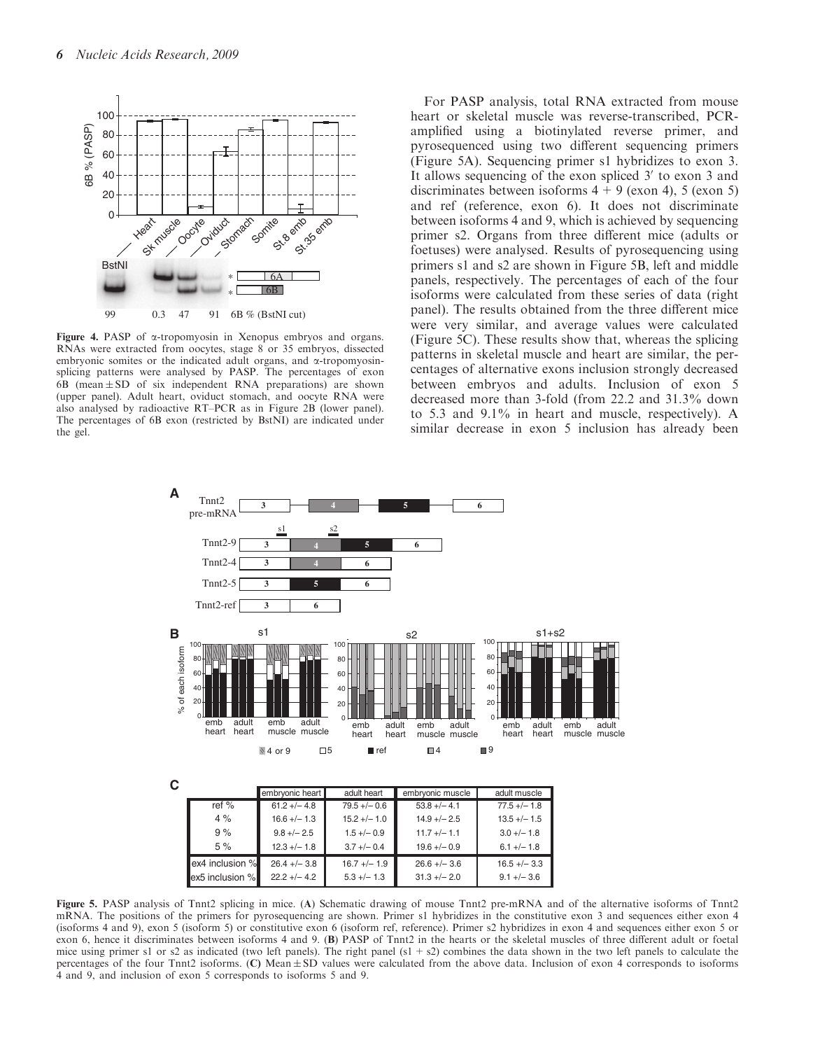**Figure 4.** PASP of α-tropomyosin in Xenopus embryos and organs. RNAs were extracted from oocytes, stage 8 or 35 embryos, dissected embryonic somites or the indicated adult organs, and α-tropomyosin-splicing patterns were analysed by PASP. The percentages of exon 6B (mean ± SD of six independent RNA preparations) are shown (upper panel). Adult heart, oviduct stomach, and oocyte RNA were also analysed by radioactive RT–PCR as in Figure 2B (lower panel). The percentages of 6B exon (restricted by BstNI) are indicated under the gel.

For PASP analysis, total RNA extracted from mouse heart or skeletal muscle was reverse-transcribed, PCR-amplified using a biotinylated reverse primer, and pyrosequenced using two different sequencing primers (Figure 5A). Sequencing primer s1 hybridizes to exon 3. It allows sequencing of the exon spliced 3′ to exon 3 and discriminates between isoforms 4 + 9 (exon 4), 5 (exon 5) and ref (reference, exon 6). It does not discriminate between isoforms 4 and 9, which is achieved by sequencing primer s2. Organs from three different mice (adults or foetuses) were analysed. Results of pyrosequencing using primers s1 and s2 are shown in Figure 5B, left and middle panels, respectively. The percentages of each of the four isoforms were calculated from these series of data (right panel). The results obtained from the three different mice were very similar, and average values were calculated (Figure 5C). These results show that, whereas the splicing patterns in skeletal muscle and heart are similar, the percentages of alternative exons inclusion strongly decreased between embryos and adults. Inclusion of exon 5 decreased more than 3-fold (from 22.2 and 31.3% down to 5.3 and 9.1% in heart and muscle, respectively). A similar decrease in exon 5 inclusion has already been

| | embryonic heart | adult heart | embryonic muscle | adult muscle |
|---|---|---|---|---|
| ref % | 61.2 +/− 4.8 | 79.5 +/− 0.6 | 53.8 +/− 4.1 | 77.5 +/− 1.8 |
| 4 % | 16.6 +/− 1.3 | 15.2 +/− 1.0 | 14.9 +/− 2.5 | 13.5 +/− 1.5 |
| 9 % | 9.8 +/− 2.5 | 1.5 +/− 0.9 | 11.7 +/− 1.1 | 3.0 +/− 1.8 |
| 5 % | 12.3 +/− 1.8 | 3.7 +/− 0.4 | 19.6 +/− 0.9 | 6.1 +/− 1.8 |
| ex4 inclusion % | 26.4 +/− 3.8 | 16.7 +/− 1.9 | 26.6 +/− 3.6 | 16.5 +/− 3.3 |
| ex5 inclusion % | 22.2 +/− 4.2 | 5.3 +/− 1.3 | 31.3 +/− 2.0 | 9.1 +/− 3.6 |

**Figure 5.** PASP analysis of Tnnt2 splicing in mice. (**A**) Schematic drawing of mouse Tnnt2 pre-mRNA and of the alternative isoforms of Tnnt2 mRNA. The positions of the primers for pyrosequencing are shown. Primer s1 hybridizes in the constitutive exon 3 and sequences either exon 4 (isoforms 4 and 9), exon 5 (isoform 5) or constitutive exon 6 (isoform ref, reference). Primer s2 hybridizes in exon 4 and sequences either exon 5 or exon 6, hence it discriminates between isoforms 4 and 9. (**B**) PASP of Tnnt2 in the hearts or the skeletal muscles of three different adult or foetal mice using primer s1 or s2 as indicated (two left panels). The right panel (s1 + s2) combines the data shown in the two left panels to calculate the percentages of the four Tnnt2 isoforms. (**C**) Mean ± SD values were calculated from the above data. Inclusion of exon 4 corresponds to isoforms 4 and 9, and inclusion of exon 5 corresponds to isoforms 5 and 9.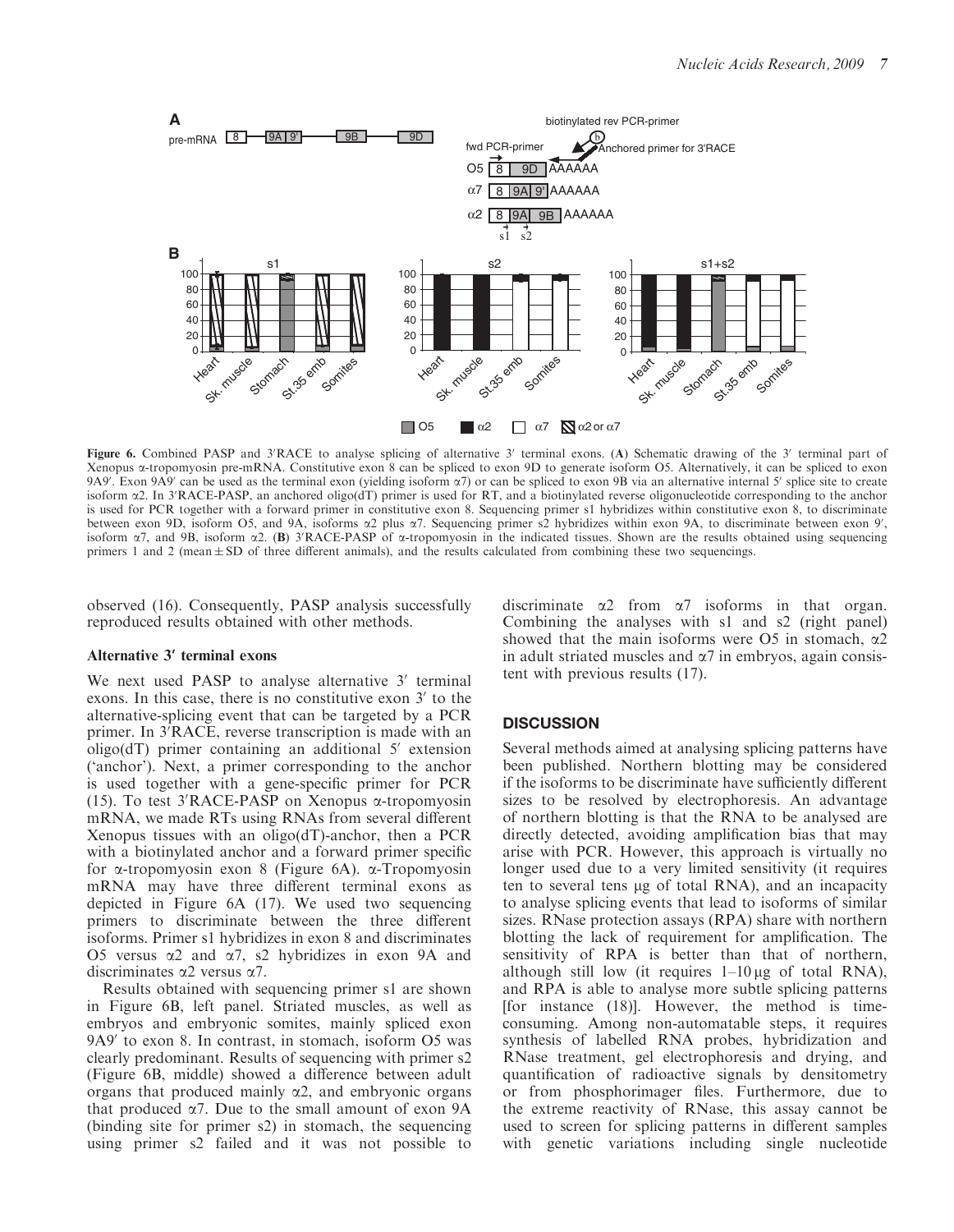**Figure 6.** Combined PASP and 3′RACE to analyse splicing of alternative 3′ terminal exons. (**A**) Schematic drawing of the 3′ terminal part of Xenopus α-tropomyosin pre-mRNA. Constitutive exon 8 can be spliced to exon 9D to generate isoform O5. Alternatively, it can be spliced to exon 9A9′. Exon 9A9′ can be used as the terminal exon (yielding isoform α7) or can be spliced to exon 9B via an alternative internal 5′ splice site to create isoform α2. In 3′RACE-PASP, an anchored oligo(dT) primer is used for RT, and a biotinylated reverse oligonucleotide corresponding to the anchor is used for PCR together with a forward primer in constitutive exon 8. Sequencing primer s1 hybridizes within constitutive exon 8, to discriminate between exon 9D, isoform O5, and 9A, isoforms α2 plus α7. Sequencing primer s2 hybridizes within exon 9A, to discriminate between exon 9′, isoform α7, and 9B, isoform α2. (**B**) 3′RACE-PASP of α-tropomyosin in the indicated tissues. Shown are the results obtained using sequencing primers 1 and 2 (mean ± SD of three different animals), and the results calculated from combining these two sequencings.

observed (16). Consequently, PASP analysis successfully reproduced results obtained with other methods.

### Alternative 3′ terminal exons

We next used PASP to analyse alternative 3′ terminal exons. In this case, there is no constitutive exon 3′ to the alternative-splicing event that can be targeted by a PCR primer. In 3′RACE, reverse transcription is made with an oligo(dT) primer containing an additional 5′ extension ('anchor'). Next, a primer corresponding to the anchor is used together with a gene-specific primer for PCR (15). To test 3′RACE-PASP on Xenopus α-tropomyosin mRNA, we made RTs using RNAs from several different Xenopus tissues with an oligo(dT)-anchor, then a PCR with a biotinylated anchor and a forward primer specific for α-tropomyosin exon 8 (Figure 6A). α-Tropomyosin mRNA may have three different terminal exons as depicted in Figure 6A (17). We used two sequencing primers to discriminate between the three different isoforms. Primer s1 hybridizes in exon 8 and discriminates O5 versus α2 and α7, s2 hybridizes in exon 9A and discriminates α2 versus α7.

Results obtained with sequencing primer s1 are shown in Figure 6B, left panel. Striated muscles, as well as embryos and embryonic somites, mainly spliced exon 9A9′ to exon 8. In contrast, in stomach, isoform O5 was clearly predominant. Results of sequencing with primer s2 (Figure 6B, middle) showed a difference between adult organs that produced mainly α2, and embryonic organs that produced α7. Due to the small amount of exon 9A (binding site for primer s2) in stomach, the sequencing using primer s2 failed and it was not possible to discriminate α2 from α7 isoforms in that organ. Combining the analyses with s1 and s2 (right panel) showed that the main isoforms were O5 in stomach, α2 in adult striated muscles and α7 in embryos, again consistent with previous results (17).

## DISCUSSION

Several methods aimed at analysing splicing patterns have been published. Northern blotting may be considered if the isoforms to be discriminate have sufficiently different sizes to be resolved by electrophoresis. An advantage of northern blotting is that the RNA to be analysed are directly detected, avoiding amplification bias that may arise with PCR. However, this approach is virtually no longer used due to a very limited sensitivity (it requires ten to several tens µg of total RNA), and an incapacity to analyse splicing events that lead to isoforms of similar sizes. RNase protection assays (RPA) share with northern blotting the lack of requirement for amplification. The sensitivity of RPA is better than that of northern, although still low (it requires 1–10 µg of total RNA), and RPA is able to analyse more subtle splicing patterns [for instance (18)]. However, the method is time-consuming. Among non-automatable steps, it requires synthesis of labelled RNA probes, hybridization and RNase treatment, gel electrophoresis and drying, and quantification of radioactive signals by densitometry or from phosphorimager files. Furthermore, due to the extreme reactivity of RNase, this assay cannot be used to screen for splicing patterns in different samples with genetic variations including single nucleotide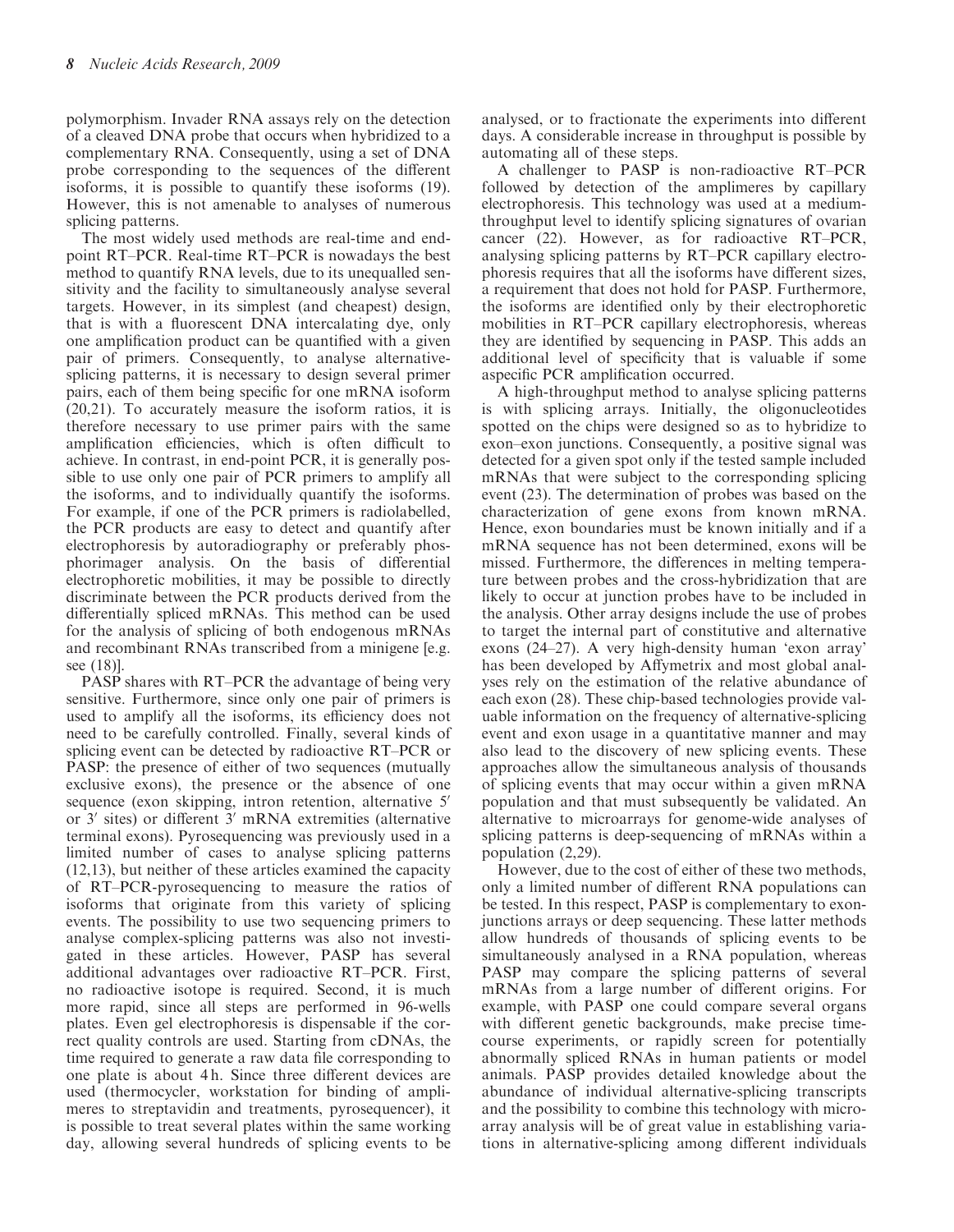polymorphism. Invader RNA assays rely on the detection of a cleaved DNA probe that occurs when hybridized to a complementary RNA. Consequently, using a set of DNA probe corresponding to the sequences of the different isoforms, it is possible to quantify these isoforms (19). However, this is not amenable to analyses of numerous splicing patterns.

The most widely used methods are real-time and end-point RT–PCR. Real-time RT–PCR is nowadays the best method to quantify RNA levels, due to its unequalled sensitivity and the facility to simultaneously analyse several targets. However, in its simplest (and cheapest) design, that is with a fluorescent DNA intercalating dye, only one amplification product can be quantified with a given pair of primers. Consequently, to analyse alternative-splicing patterns, it is necessary to design several primer pairs, each of them being specific for one mRNA isoform (20,21). To accurately measure the isoform ratios, it is therefore necessary to use primer pairs with the same amplification efficiencies, which is often difficult to achieve. In contrast, in end-point PCR, it is generally possible to use only one pair of PCR primers to amplify all the isoforms, and to individually quantify the isoforms. For example, if one of the PCR primers is radiolabelled, the PCR products are easy to detect and quantify after electrophoresis by autoradiography or preferably phosphorimager analysis. On the basis of differential electrophoretic mobilities, it may be possible to directly discriminate between the PCR products derived from the differentially spliced mRNAs. This method can be used for the analysis of splicing of both endogenous mRNAs and recombinant RNAs transcribed from a minigene [e.g. see (18)].

PASP shares with RT–PCR the advantage of being very sensitive. Furthermore, since only one pair of primers is used to amplify all the isoforms, its efficiency does not need to be carefully controlled. Finally, several kinds of splicing event can be detected by radioactive RT–PCR or PASP: the presence of either of two sequences (mutually exclusive exons), the presence or the absence of one sequence (exon skipping, intron retention, alternative 5′ or 3′ sites) or different 3′ mRNA extremities (alternative terminal exons). Pyrosequencing was previously used in a limited number of cases to analyse splicing patterns (12,13), but neither of these articles examined the capacity of RT–PCR-pyrosequencing to measure the ratios of isoforms that originate from this variety of splicing events. The possibility to use two sequencing primers to analyse complex-splicing patterns was also not investigated in these articles. However, PASP has several additional advantages over radioactive RT–PCR. First, no radioactive isotope is required. Second, it is much more rapid, since all steps are performed in 96-wells plates. Even gel electrophoresis is dispensable if the correct quality controls are used. Starting from cDNAs, the time required to generate a raw data file corresponding to one plate is about 4 h. Since three different devices are used (thermocycler, workstation for binding of amplimeres to streptavidin and treatments, pyrosequencer), it is possible to treat several plates within the same working day, allowing several hundreds of splicing events to be analysed, or to fractionate the experiments into different days. A considerable increase in throughput is possible by automating all of these steps.

A challenger to PASP is non-radioactive RT–PCR followed by detection of the amplimeres by capillary electrophoresis. This technology was used at a medium-throughput level to identify splicing signatures of ovarian cancer (22). However, as for radioactive RT–PCR, analysing splicing patterns by RT–PCR capillary electrophoresis requires that all the isoforms have different sizes, a requirement that does not hold for PASP. Furthermore, the isoforms are identified only by their electrophoretic mobilities in RT–PCR capillary electrophoresis, whereas they are identified by sequencing in PASP. This adds an additional level of specificity that is valuable if some aspecific PCR amplification occurred.

A high-throughput method to analyse splicing patterns is with splicing arrays. Initially, the oligonucleotides spotted on the chips were designed so as to hybridize to exon–exon junctions. Consequently, a positive signal was detected for a given spot only if the tested sample included mRNAs that were subject to the corresponding splicing event (23). The determination of probes was based on the characterization of gene exons from known mRNA. Hence, exon boundaries must be known initially and if a mRNA sequence has not been determined, exons will be missed. Furthermore, the differences in melting temperature between probes and the cross-hybridization that are likely to occur at junction probes have to be included in the analysis. Other array designs include the use of probes to target the internal part of constitutive and alternative exons (24–27). A very high-density human 'exon array' has been developed by Affymetrix and most global analyses rely on the estimation of the relative abundance of each exon (28). These chip-based technologies provide valuable information on the frequency of alternative-splicing event and exon usage in a quantitative manner and may also lead to the discovery of new splicing events. These approaches allow the simultaneous analysis of thousands of splicing events that may occur within a given mRNA population and that must subsequently be validated. An alternative to microarrays for genome-wide analyses of splicing patterns is deep-sequencing of mRNAs within a population (2,29).

However, due to the cost of either of these two methods, only a limited number of different RNA populations can be tested. In this respect, PASP is complementary to exon-junctions arrays or deep sequencing. These latter methods allow hundreds of thousands of splicing events to be simultaneously analysed in a RNA population, whereas PASP may compare the splicing patterns of several mRNAs from a large number of different origins. For example, with PASP one could compare several organs with different genetic backgrounds, make precise time-course experiments, or rapidly screen for potentially abnormally spliced RNAs in human patients or model animals. PASP provides detailed knowledge about the abundance of individual alternative-splicing transcripts and the possibility to combine this technology with microarray analysis will be of great value in establishing variations in alternative-splicing among different individuals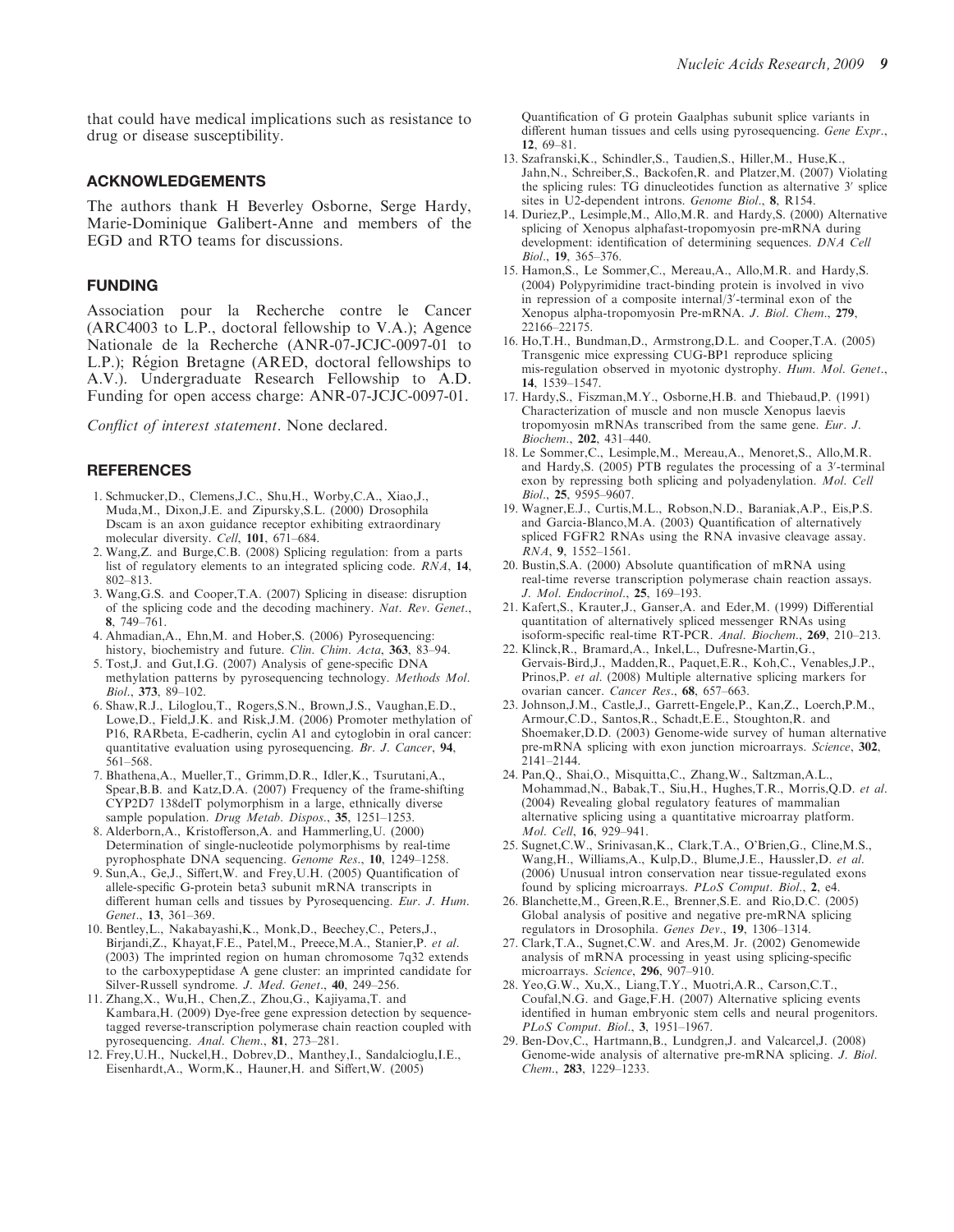that could have medical implications such as resistance to drug or disease susceptibility.

## ACKNOWLEDGEMENTS

The authors thank H Beverley Osborne, Serge Hardy, Marie-Dominique Galibert-Anne and members of the EGD and RTO teams for discussions.

## FUNDING

Association pour la Recherche contre le Cancer (ARC4003 to L.P., doctoral fellowship to V.A.); Agence Nationale de la Recherche (ANR-07-JCJC-0097-01 to L.P.); Région Bretagne (ARED, doctoral fellowships to A.V.). Undergraduate Research Fellowship to A.D. Funding for open access charge: ANR-07-JCJC-0097-01.

*Conflict of interest statement*. None declared.

## REFERENCES

1. Schmucker,D., Clemens,J.C., Shu,H., Worby,C.A., Xiao,J., Muda,M., Dixon,J.E. and Zipursky,S.L. (2000) Drosophila Dscam is an axon guidance receptor exhibiting extraordinary molecular diversity. *Cell*, **101**, 671–684.
2. Wang,Z. and Burge,C.B. (2008) Splicing regulation: from a parts list of regulatory elements to an integrated splicing code. *RNA*, **14**, 802–813.
3. Wang,G.S. and Cooper,T.A. (2007) Splicing in disease: disruption of the splicing code and the decoding machinery. *Nat. Rev. Genet.*, **8**, 749–761.
4. Ahmadian,A., Ehn,M. and Hober,S. (2006) Pyrosequencing: history, biochemistry and future. *Clin. Chim. Acta*, **363**, 83–94.
5. Tost,J. and Gut,I.G. (2007) Analysis of gene-specific DNA methylation patterns by pyrosequencing technology. *Methods Mol. Biol.*, **373**, 89–102.
6. Shaw,R.J., Liloglou,T., Rogers,S.N., Brown,J.S., Vaughan,E.D., Lowe,D., Field,J.K. and Risk,J.M. (2006) Promoter methylation of P16, RARbeta, E-cadherin, cyclin A1 and cytoglobin in oral cancer: quantitative evaluation using pyrosequencing. *Br. J. Cancer*, **94**, 561–568.
7. Bhathena,A., Mueller,T., Grimm,D.R., Idler,K., Tsurutani,A., Spear,B.B. and Katz,D.A. (2007) Frequency of the frame-shifting CYP2D7 138delT polymorphism in a large, ethnically diverse sample population. *Drug Metab. Dispos.*, **35**, 1251–1253.
8. Alderborn,A., Kristofferson,A. and Hammerling,U. (2000) Determination of single-nucleotide polymorphisms by real-time pyrophosphate DNA sequencing. *Genome Res.*, **10**, 1249–1258.
9. Sun,A., Ge,J., Siffert,W. and Frey,U.H. (2005) Quantification of allele-specific G-protein beta3 subunit mRNA transcripts in different human cells and tissues by Pyrosequencing. *Eur. J. Hum. Genet.*, **13**, 361–369.
10. Bentley,L., Nakabayashi,K., Monk,D., Beechey,C., Peters,J., Birjandi,Z., Khayat,F.E., Patel,M., Preece,M.A., Stanier,P. *et al.* (2003) The imprinted region on human chromosome 7q32 extends to the carboxypeptidase A gene cluster: an imprinted candidate for Silver-Russell syndrome. *J. Med. Genet.*, **40**, 249–256.
11. Zhang,X., Wu,H., Chen,Z., Zhou,G., Kajiyama,T. and Kambara,H. (2009) Dye-free gene expression detection by sequence-tagged reverse-transcription polymerase chain reaction coupled with pyrosequencing. *Anal. Chem.*, **81**, 273–281.
12. Frey,U.H., Nuckel,H., Dobrev,D., Manthey,I., Sandalcioglu,I.E., Eisenhardt,A., Worm,K., Hauner,H. and Siffert,W. (2005) Quantification of G protein Gaalphas subunit splice variants in different human tissues and cells using pyrosequencing. *Gene Expr.*, **12**, 69–81.
13. Szafranski,K., Schindler,S., Taudien,S., Hiller,M., Huse,K., Jahn,N., Schreiber,S., Backofen,R. and Platzer,M. (2007) Violating the splicing rules: TG dinucleotides function as alternative 3′ splice sites in U2-dependent introns. *Genome Biol.*, **8**, R154.
14. Duriez,P., Lesimple,M., Allo,M.R. and Hardy,S. (2000) Alternative splicing of Xenopus alphafast-tropomyosin pre-mRNA during development: identification of determining sequences. *DNA Cell Biol.*, **19**, 365–376.
15. Hamon,S., Le Sommer,C., Mereau,A., Allo,M.R. and Hardy,S. (2004) Polypyrimidine tract-binding protein is involved in vivo in repression of a composite internal/3′-terminal exon of the Xenopus alpha-tropomyosin Pre-mRNA. *J. Biol. Chem.*, **279**, 22166–22175.
16. Ho,T.H., Bundman,D., Armstrong,D.L. and Cooper,T.A. (2005) Transgenic mice expressing CUG-BP1 reproduce splicing mis-regulation observed in myotonic dystrophy. *Hum. Mol. Genet.*, **14**, 1539–1547.
17. Hardy,S., Fiszman,M.Y., Osborne,H.B. and Thiebaud,P. (1991) Characterization of muscle and non muscle Xenopus laevis tropomyosin mRNAs transcribed from the same gene. *Eur. J. Biochem.*, **202**, 431–440.
18. Le Sommer,C., Lesimple,M., Mereau,A., Menoret,S., Allo,M.R. and Hardy,S. (2005) PTB regulates the processing of a 3′-terminal exon by repressing both splicing and polyadenylation. *Mol. Cell Biol.*, **25**, 9595–9607.
19. Wagner,E.J., Curtis,M.L., Robson,N.D., Baraniak,A.P., Eis,P.S. and Garcia-Blanco,M.A. (2003) Quantification of alternatively spliced FGFR2 RNAs using the RNA invasive cleavage assay. *RNA*, **9**, 1552–1561.
20. Bustin,S.A. (2000) Absolute quantification of mRNA using real-time reverse transcription polymerase chain reaction assays. *J. Mol. Endocrinol.*, **25**, 169–193.
21. Kafert,S., Krauter,J., Ganser,A. and Eder,M. (1999) Differential quantitation of alternatively spliced messenger RNAs using isoform-specific real-time RT-PCR. *Anal. Biochem.*, **269**, 210–213.
22. Klinck,R., Bramard,A., Inkel,L., Dufresne-Martin,G., Gervais-Bird,J., Madden,R., Paquet,E.R., Koh,C., Venables,J.P., Prinos,P. *et al.* (2008) Multiple alternative splicing markers for ovarian cancer. *Cancer Res.*, **68**, 657–663.
23. Johnson,J.M., Castle,J., Garrett-Engele,P., Kan,Z., Loerch,P.M., Armour,C.D., Santos,R., Schadt,E.E., Stoughton,R. and Shoemaker,D.D. (2003) Genome-wide survey of human alternative pre-mRNA splicing with exon junction microarrays. *Science*, **302**, 2141–2144.
24. Pan,Q., Shai,O., Misquitta,C., Zhang,W., Saltzman,A.L., Mohammad,N., Babak,T., Siu,H., Hughes,T.R., Morris,Q.D. *et al.* (2004) Revealing global regulatory features of mammalian alternative splicing using a quantitative microarray platform. *Mol. Cell*, **16**, 929–941.
25. Sugnet,C.W., Srinivasan,K., Clark,T.A., O'Brien,G., Cline,M.S., Wang,H., Williams,A., Kulp,D., Blume,J.E., Haussler,D. *et al.* (2006) Unusual intron conservation near tissue-regulated exons found by splicing microarrays. *PLoS Comput. Biol.*, **2**, e4.
26. Blanchette,M., Green,R.E., Brenner,S.E. and Rio,D.C. (2005) Global analysis of positive and negative pre-mRNA splicing regulators in Drosophila. *Genes Dev.*, **19**, 1306–1314.
27. Clark,T.A., Sugnet,C.W. and Ares,M. Jr. (2002) Genomewide analysis of mRNA processing in yeast using splicing-specific microarrays. *Science*, **296**, 907–910.
28. Yeo,G.W., Xu,X., Liang,T.Y., Muotri,A.R., Carson,C.T., Coufal,N.G. and Gage,F.H. (2007) Alternative splicing events identified in human embryonic stem cells and neural progenitors. *PLoS Comput. Biol.*, **3**, 1951–1967.
29. Ben-Dov,C., Hartmann,B., Lundgren,J. and Valcarcel,J. (2008) Genome-wide analysis of alternative pre-mRNA splicing. *J. Biol. Chem.*, **283**, 1229–1233.